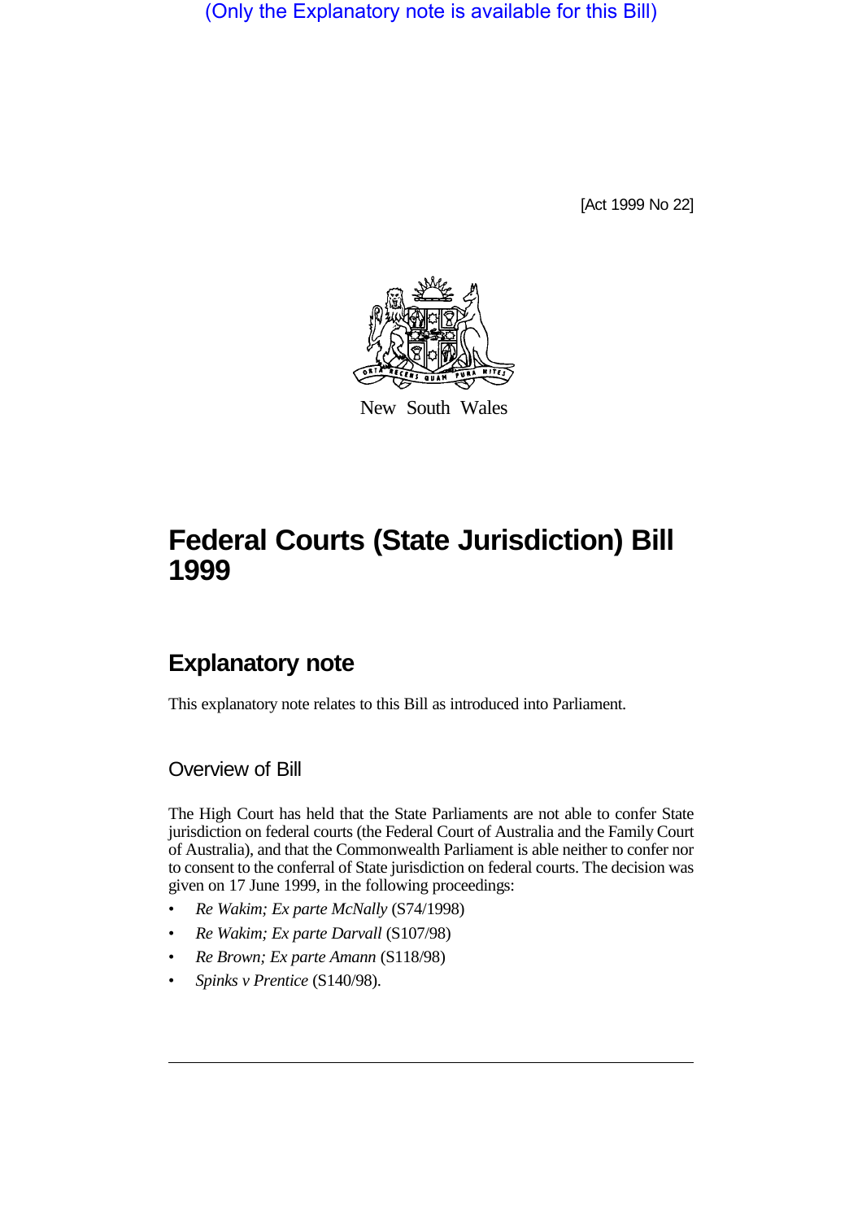(Only the Explanatory note is available for this Bill)

[Act 1999 No 22]

New South Wales

# Federal Courts (State Jurisdiction) Bill 1999

## Explanatory note

This explanatory note relates to this Bill as introduced into Parliament.

### Overview of Bill

The High Court has held that the State Parliaments are not able to confer State jurisdiction on federal courts (the Federal Court of Australia and the Family Court of Australia), and that the Commonwealth Parliament is able neither to confer nor to consent to the conferral of State jurisdiction on federal courts. The decision was given on 17 June 1999, in the following proceedings:

- *Re Wakim; Ex parte McNally* (S74/1998)
- *Re Wakim; Ex parte Darvall* (S107/98)
- *Re Brown; Ex parte Amann* (S118/98)
- *Spinks v Prentice* (S140/98).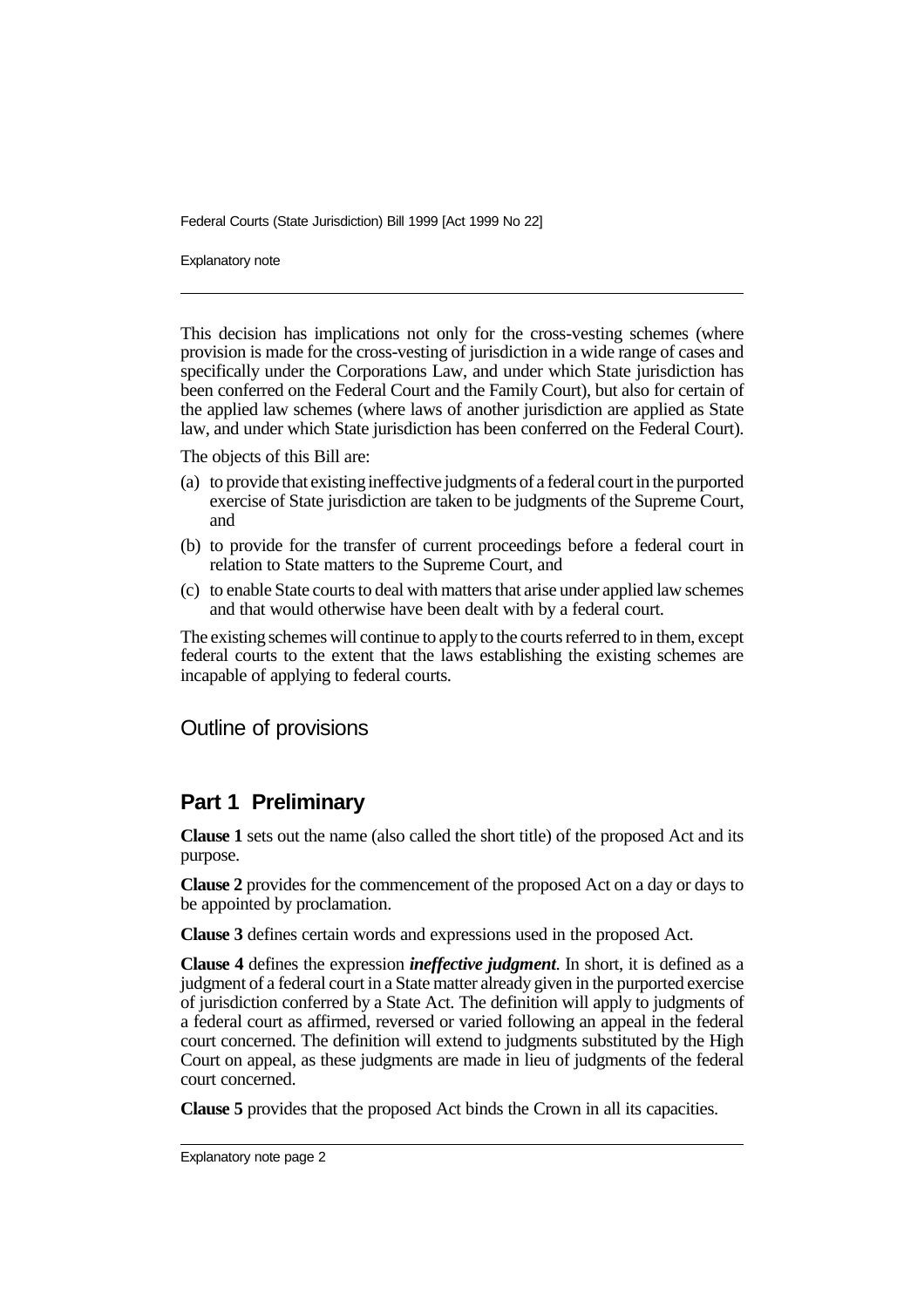This decision has implications not only for the cross-vesting schemes (where provision is made for the cross-vesting of jurisdiction in a wide range of cases and specifically under the Corporations Law, and under which State jurisdiction has been conferred on the Federal Court and the Family Court), but also for certain of the applied law schemes (where laws of another jurisdiction are applied as State law, and under which State jurisdiction has been conferred on the Federal Court).

The objects of this Bill are:

(a) to provide that existing ineffective judgments of a federal court in the purported exercise of State jurisdiction are taken to be judgments of the Supreme Court, and

(b) to provide for the transfer of current proceedings before a federal court in relation to State matters to the Supreme Court, and

(c) to enable State courts to deal with matters that arise under applied law schemes and that would otherwise have been dealt with by a federal court.

The existing schemes will continue to apply to the courts referred to in them, except federal courts to the extent that the laws establishing the existing schemes are incapable of applying to federal courts.

## Outline of provisions

### Part 1 Preliminary

**Clause 1** sets out the name (also called the short title) of the proposed Act and its purpose.

**Clause 2** provides for the commencement of the proposed Act on a day or days to be appointed by proclamation.

**Clause 3** defines certain words and expressions used in the proposed Act.

**Clause 4** defines the expression ***ineffective judgment***. In short, it is defined as a judgment of a federal court in a State matter already given in the purported exercise of jurisdiction conferred by a State Act. The definition will apply to judgments of a federal court as affirmed, reversed or varied following an appeal in the federal court concerned. The definition will extend to judgments substituted by the High Court on appeal, as these judgments are made in lieu of judgments of the federal court concerned.

**Clause 5** provides that the proposed Act binds the Crown in all its capacities.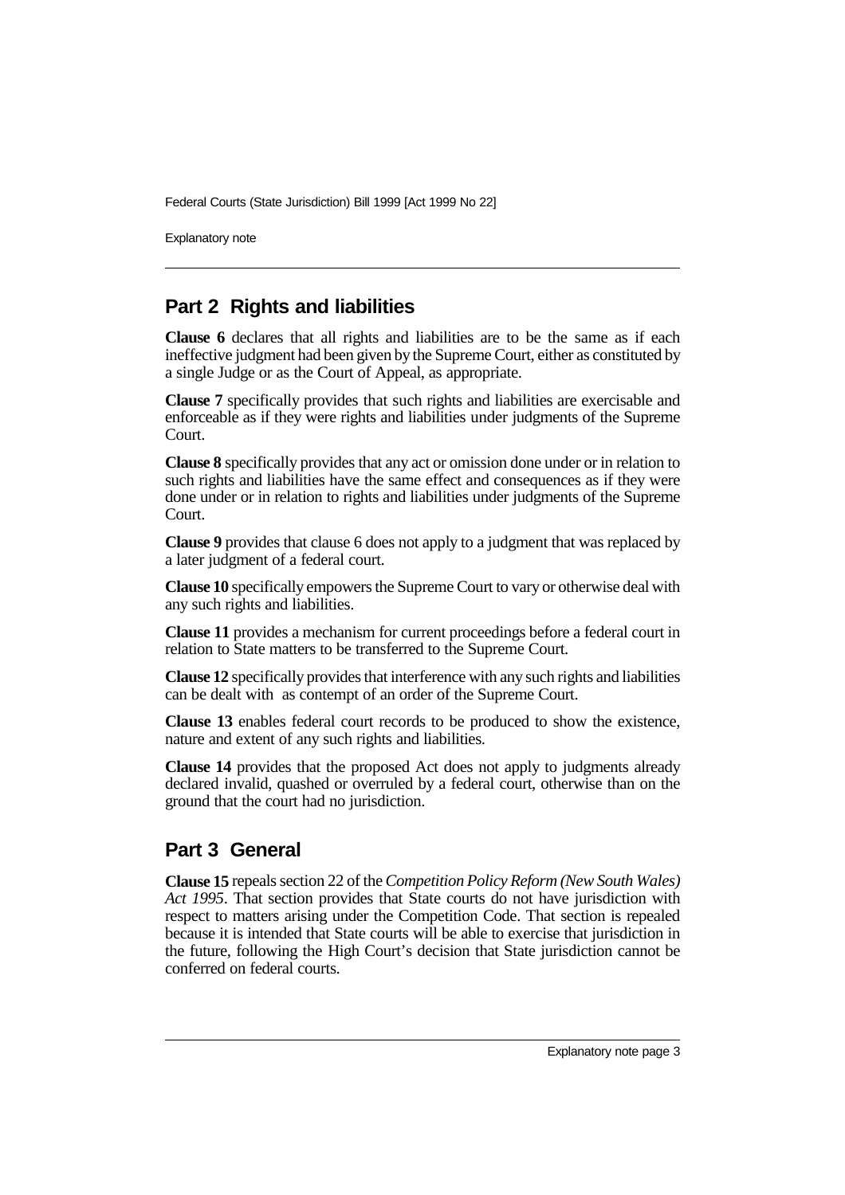## Part 2 Rights and liabilities

**Clause 6** declares that all rights and liabilities are to be the same as if each ineffective judgment had been given by the Supreme Court, either as constituted by a single Judge or as the Court of Appeal, as appropriate.

**Clause 7** specifically provides that such rights and liabilities are exercisable and enforceable as if they were rights and liabilities under judgments of the Supreme Court.

**Clause 8** specifically provides that any act or omission done under or in relation to such rights and liabilities have the same effect and consequences as if they were done under or in relation to rights and liabilities under judgments of the Supreme Court.

**Clause 9** provides that clause 6 does not apply to a judgment that was replaced by a later judgment of a federal court.

**Clause 10** specifically empowers the Supreme Court to vary or otherwise deal with any such rights and liabilities.

**Clause 11** provides a mechanism for current proceedings before a federal court in relation to State matters to be transferred to the Supreme Court.

**Clause 12** specifically provides that interference with any such rights and liabilities can be dealt with as contempt of an order of the Supreme Court.

**Clause 13** enables federal court records to be produced to show the existence, nature and extent of any such rights and liabilities.

**Clause 14** provides that the proposed Act does not apply to judgments already declared invalid, quashed or overruled by a federal court, otherwise than on the ground that the court had no jurisdiction.

## Part 3 General

**Clause 15** repeals section 22 of the *Competition Policy Reform (New South Wales) Act 1995*. That section provides that State courts do not have jurisdiction with respect to matters arising under the Competition Code. That section is repealed because it is intended that State courts will be able to exercise that jurisdiction in the future, following the High Court's decision that State jurisdiction cannot be conferred on federal courts.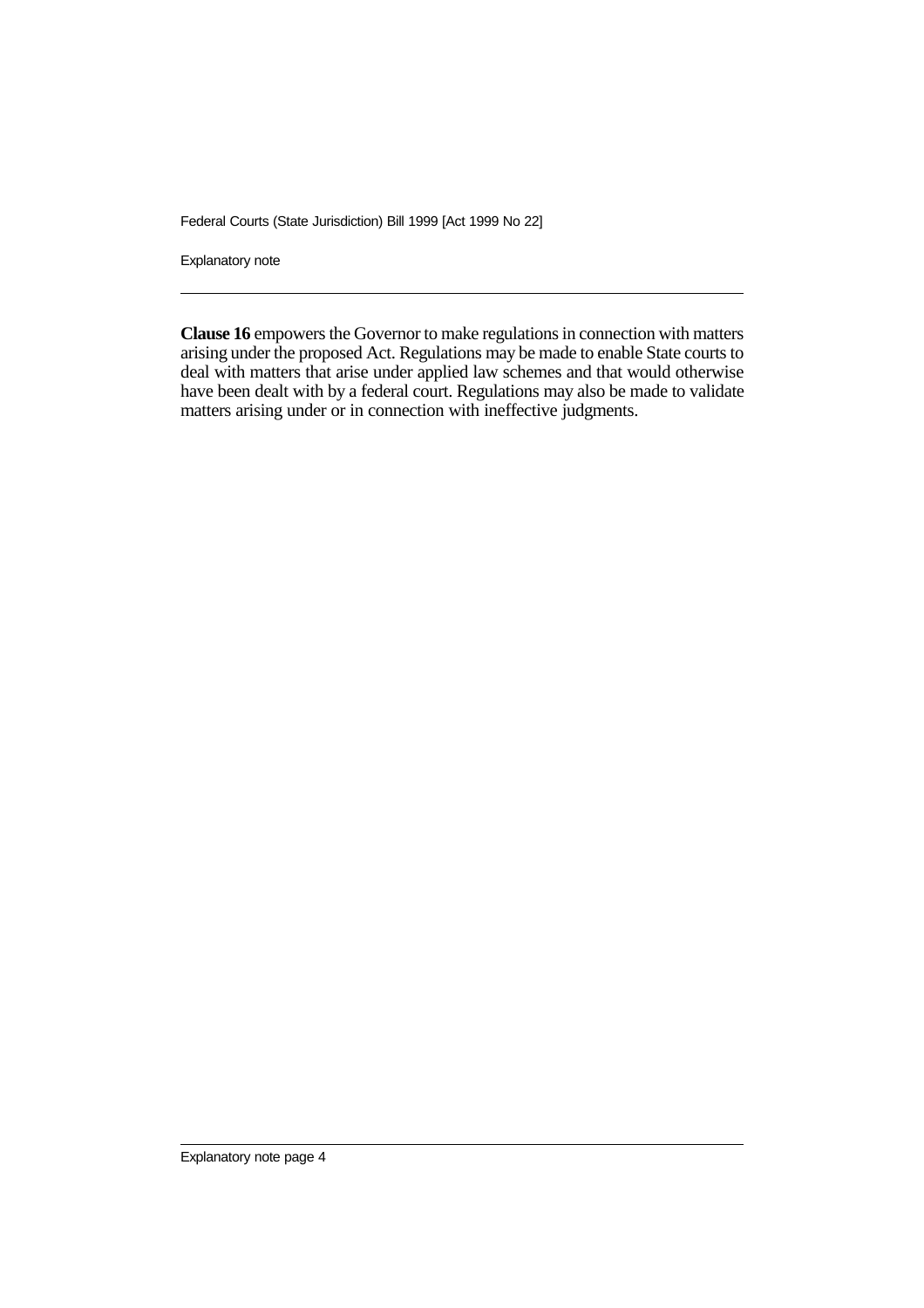**Clause 16** empowers the Governor to make regulations in connection with matters arising under the proposed Act. Regulations may be made to enable State courts to deal with matters that arise under applied law schemes and that would otherwise have been dealt with by a federal court. Regulations may also be made to validate matters arising under or in connection with ineffective judgments.